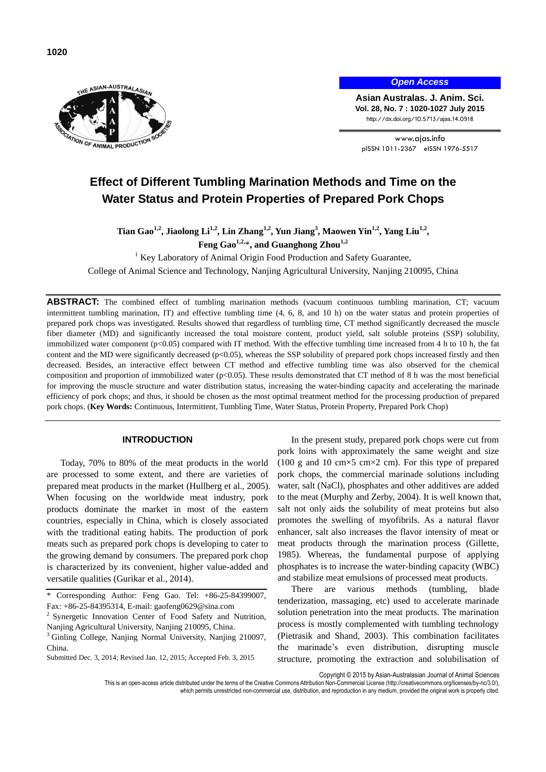Open Access

Asian Australas. J. Anim. Sci.
Vol. 28, No. 7 : 1020-1027 July 2015
http://dx.doi.org/10.5713/ajas.14.0918

www.ajas.info
pISSN 1011-2367 eISSN 1976-5517

# Effect of Different Tumbling Marination Methods and Time on the Water Status and Protein Properties of Prepared Pork Chops

**Tian Gao[1,2], Jiaolong Li[1,2], Lin Zhang[1,2], Yun Jiang[3], Maowen Yin[1,2], Yang Liu[1,2], Feng Gao[1,2,\*], and Guanghong Zhou[1,2]**

[1] Key Laboratory of Animal Origin Food Production and Safety Guarantee, College of Animal Science and Technology, Nanjing Agricultural University, Nanjing 210095, China

**ABSTRACT:** The combined effect of tumbling marination methods (vacuum continuous tumbling marination, CT; vacuum intermittent tumbling marination, IT) and effective tumbling time (4, 6, 8, and 10 h) on the water status and protein properties of prepared pork chops was investigated. Results showed that regardless of tumbling time, CT method significantly decreased the muscle fiber diameter (MD) and significantly increased the total moisture content, product yield, salt soluble proteins (SSP) solubility, immobilized water component ($p<0.05$) compared with IT method. With the effective tumbling time increased from 4 h to 10 h, the fat content and the MD were significantly decreased ($p<0.05$), whereas the SSP solubility of prepared pork chops increased firstly and then decreased. Besides, an interactive effect between CT method and effective tumbling time was also observed for the chemical composition and proportion of immobilized water ($p<0.05$). These results demonstrated that CT method of 8 h was the most beneficial for improving the muscle structure and water distribution status, increasing the water-binding capacity and accelerating the marinade efficiency of pork chops; and thus, it should be chosen as the most optimal treatment method for the processing production of prepared pork chops. (**Key Words:** Continuous, Intermittent, Tumbling Time, Water Status, Protein Property, Prepared Pork Chop)

## INTRODUCTION

Today, 70% to 80% of the meat products in the world are processed to some extent, and there are varieties of prepared meat products in the market (Hullberg et al., 2005). When focusing on the worldwide meat industry, pork products dominate the market in most of the eastern countries, especially in China, which is closely associated with the traditional eating habits. The production of pork meats such as prepared pork chops is developing to cater to the growing demand by consumers. The prepared pork chop is characterized by its convenient, higher value-added and versatile qualities (Gurikar et al., 2014).

In the present study, prepared pork chops were cut from pork loins with approximately the same weight and size (100 g and 10 cm×5 cm×2 cm). For this type of prepared pork chops, the commercial marinade solutions including water, salt (NaCl), phosphates and other additives are added to the meat (Murphy and Zerby, 2004). It is well known that, salt not only aids the solubility of meat proteins but also promotes the swelling of myofibrils. As a natural flavor enhancer, salt also increases the flavor intensity of meat or meat products through the marination process (Gillette, 1985). Whereas, the fundamental purpose of applying phosphates is to increase the water-binding capacity (WBC) and stabilize meat emulsions of processed meat products.

There are various methods (tumbling, blade tenderization, massaging, etc) used to accelerate marinade solution penetration into the meat products. The marination process is mostly complemented with tumbling technology (Pietrasik and Shand, 2003). This combination facilitates the marinade's even distribution, disrupting muscle structure, promoting the extraction and solubilisation of

\* Corresponding Author: Feng Gao. Tel: +86-25-84399007, Fax: +86-25-84395314, E-mail: gaofeng0629@sina.com

[2] Synergetic Innovation Center of Food Safety and Nutrition, Nanjing Agricultural University, Nanjing 210095, China.

[3] Ginling College, Nanjing Normal University, Nanjing 210097, China.

Submitted Dec. 3, 2014; Revised Jan. 12, 2015; Accepted Feb. 3, 2015

Copyright © 2015 by Asian-Australasian Journal of Animal Sciences

This is an open-access article distributed under the terms of the Creative Commons Attribution Non-Commercial License (http://creativecommons.org/licenses/by-nc/3.0/), which permits unrestricted non-commercial use, distribution, and reproduction in any medium, provided the original work is properly cited.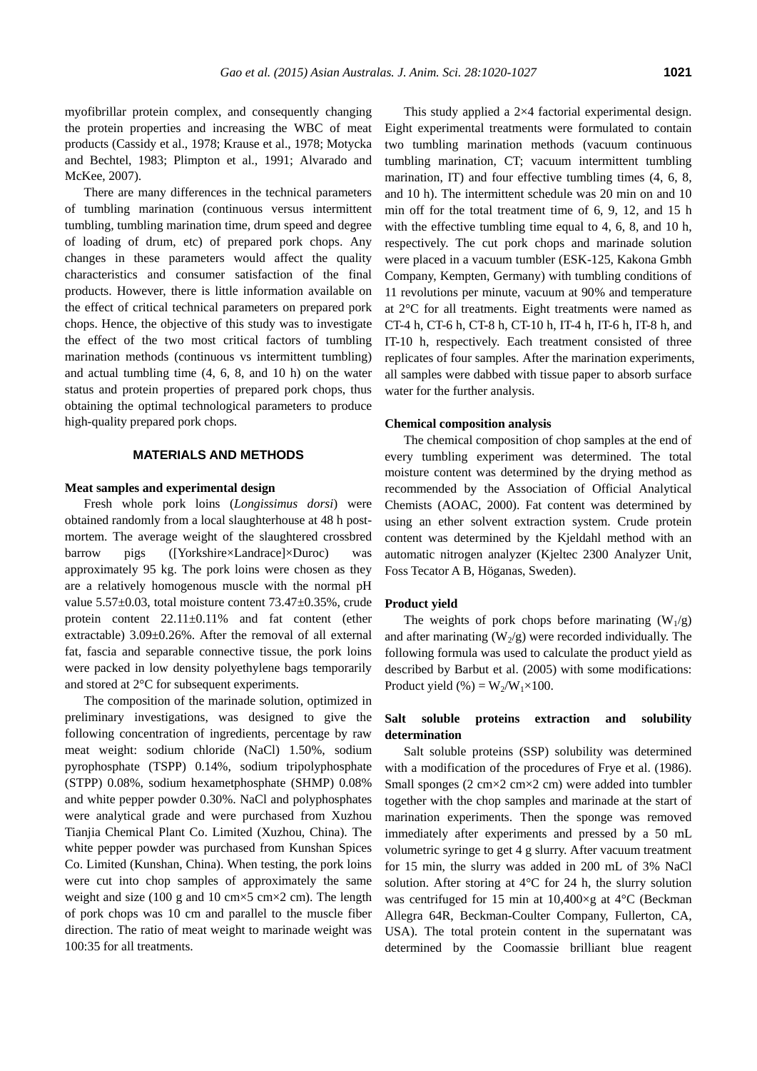myofibrillar protein complex, and consequently changing the protein properties and increasing the WBC of meat products (Cassidy et al., 1978; Krause et al., 1978; Motycka and Bechtel, 1983; Plimpton et al., 1991; Alvarado and McKee, 2007).

There are many differences in the technical parameters of tumbling marination (continuous versus intermittent tumbling, tumbling marination time, drum speed and degree of loading of drum, etc) of prepared pork chops. Any changes in these parameters would affect the quality characteristics and consumer satisfaction of the final products. However, there is little information available on the effect of critical technical parameters on prepared pork chops. Hence, the objective of this study was to investigate the effect of the two most critical factors of tumbling marination methods (continuous vs intermittent tumbling) and actual tumbling time (4, 6, 8, and 10 h) on the water status and protein properties of prepared pork chops, thus obtaining the optimal technological parameters to produce high-quality prepared pork chops.

## MATERIALS AND METHODS

### Meat samples and experimental design

Fresh whole pork loins (*Longissimus dorsi*) were obtained randomly from a local slaughterhouse at 48 h post-mortem. The average weight of the slaughtered crossbred barrow pigs ([Yorkshire×Landrace]×Duroc) was approximately 95 kg. The pork loins were chosen as they are a relatively homogenous muscle with the normal pH value 5.57±0.03, total moisture content 73.47±0.35%, crude protein content 22.11±0.11% and fat content (ether extractable) 3.09±0.26%. After the removal of all external fat, fascia and separable connective tissue, the pork loins were packed in low density polyethylene bags temporarily and stored at 2°C for subsequent experiments.

The composition of the marinade solution, optimized in preliminary investigations, was designed to give the following concentration of ingredients, percentage by raw meat weight: sodium chloride (NaCl) 1.50%, sodium pyrophosphate (TSPP) 0.14%, sodium tripolyphosphate (STPP) 0.08%, sodium hexametphosphate (SHMP) 0.08% and white pepper powder 0.30%. NaCl and polyphosphates were analytical grade and were purchased from Xuzhou Tianjia Chemical Plant Co. Limited (Xuzhou, China). The white pepper powder was purchased from Kunshan Spices Co. Limited (Kunshan, China). When testing, the pork loins were cut into chop samples of approximately the same weight and size (100 g and 10 cm×5 cm×2 cm). The length of pork chops was 10 cm and parallel to the muscle fiber direction. The ratio of meat weight to marinade weight was 100:35 for all treatments.

This study applied a 2×4 factorial experimental design. Eight experimental treatments were formulated to contain two tumbling marination methods (vacuum continuous tumbling marination, CT; vacuum intermittent tumbling marination, IT) and four effective tumbling times (4, 6, 8, and 10 h). The intermittent schedule was 20 min on and 10 min off for the total treatment time of 6, 9, 12, and 15 h with the effective tumbling time equal to 4, 6, 8, and 10 h, respectively. The cut pork chops and marinade solution were placed in a vacuum tumbler (ESK-125, Kakona Gmbh Company, Kempten, Germany) with tumbling conditions of 11 revolutions per minute, vacuum at 90% and temperature at 2°C for all treatments. Eight treatments were named as CT-4 h, CT-6 h, CT-8 h, CT-10 h, IT-4 h, IT-6 h, IT-8 h, and IT-10 h, respectively. Each treatment consisted of three replicates of four samples. After the marination experiments, all samples were dabbed with tissue paper to absorb surface water for the further analysis.

### Chemical composition analysis

The chemical composition of chop samples at the end of every tumbling experiment was determined. The total moisture content was determined by the drying method as recommended by the Association of Official Analytical Chemists (AOAC, 2000). Fat content was determined by using an ether solvent extraction system. Crude protein content was determined by the Kjeldahl method with an automatic nitrogen analyzer (Kjeltec 2300 Analyzer Unit, Foss Tecator A B, Höganas, Sweden).

### Product yield

The weights of pork chops before marinating ($W_1$/g) and after marinating ($W_2$/g) were recorded individually. The following formula was used to calculate the product yield as described by Barbut et al. (2005) with some modifications: Product yield (%) = $W_2/W_1 \times 100$.

### Salt soluble proteins extraction and solubility determination

Salt soluble proteins (SSP) solubility was determined with a modification of the procedures of Frye et al. (1986). Small sponges (2 cm×2 cm×2 cm) were added into tumbler together with the chop samples and marinade at the start of marination experiments. Then the sponge was removed immediately after experiments and pressed by a 50 mL volumetric syringe to get 4 g slurry. After vacuum treatment for 15 min, the slurry was added in 200 mL of 3% NaCl solution. After storing at 4°C for 24 h, the slurry solution was centrifuged for 15 min at 10,400×g at 4°C (Beckman Allegra 64R, Beckman-Coulter Company, Fullerton, CA, USA). The total protein content in the supernatant was determined by the Coomassie brilliant blue reagent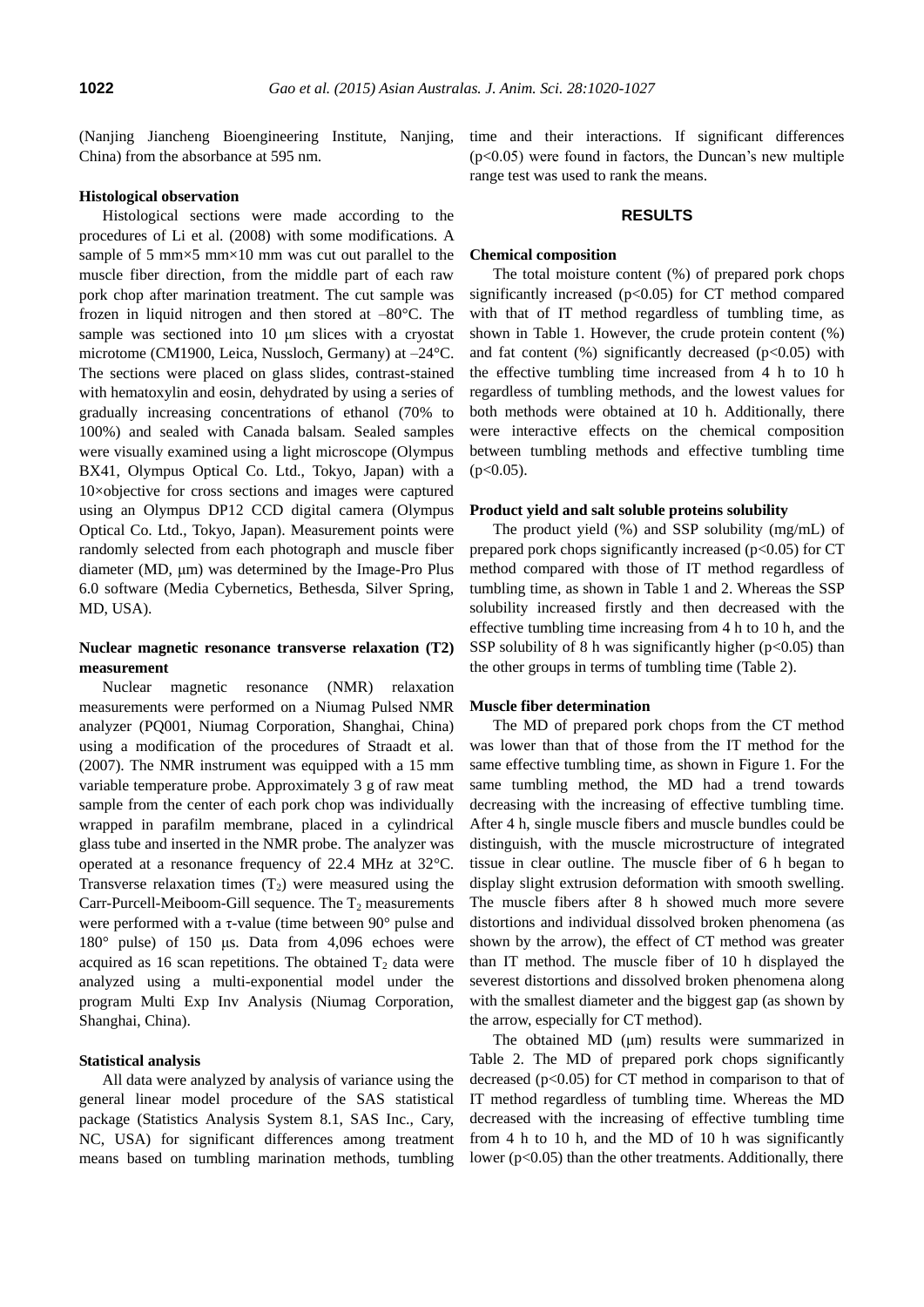(Nanjing Jiancheng Bioengineering Institute, Nanjing, China) from the absorbance at 595 nm.

### Histological observation

Histological sections were made according to the procedures of Li et al. (2008) with some modifications. A sample of 5 mm×5 mm×10 mm was cut out parallel to the muscle fiber direction, from the middle part of each raw pork chop after marination treatment. The cut sample was frozen in liquid nitrogen and then stored at –80°C. The sample was sectioned into 10 μm slices with a cryostat microtome (CM1900, Leica, Nussloch, Germany) at –24°C. The sections were placed on glass slides, contrast-stained with hematoxylin and eosin, dehydrated by using a series of gradually increasing concentrations of ethanol (70% to 100%) and sealed with Canada balsam. Sealed samples were visually examined using a light microscope (Olympus BX41, Olympus Optical Co. Ltd., Tokyo, Japan) with a 10×objective for cross sections and images were captured using an Olympus DP12 CCD digital camera (Olympus Optical Co. Ltd., Tokyo, Japan). Measurement points were randomly selected from each photograph and muscle fiber diameter (MD, μm) was determined by the Image-Pro Plus 6.0 software (Media Cybernetics, Bethesda, Silver Spring, MD, USA).

### Nuclear magnetic resonance transverse relaxation (T2) measurement

Nuclear magnetic resonance (NMR) relaxation measurements were performed on a Niumag Pulsed NMR analyzer (PQ001, Niumag Corporation, Shanghai, China) using a modification of the procedures of Straadt et al. (2007). The NMR instrument was equipped with a 15 mm variable temperature probe. Approximately 3 g of raw meat sample from the center of each pork chop was individually wrapped in parafilm membrane, placed in a cylindrical glass tube and inserted in the NMR probe. The analyzer was operated at a resonance frequency of 22.4 MHz at 32°C. Transverse relaxation times ($T_2$) were measured using the Carr-Purcell-Meiboom-Gill sequence. The $T_2$ measurements were performed with a τ-value (time between 90° pulse and 180° pulse) of 150 μs. Data from 4,096 echoes were acquired as 16 scan repetitions. The obtained $T_2$ data were analyzed using a multi-exponential model under the program Multi Exp Inv Analysis (Niumag Corporation, Shanghai, China).

### Statistical analysis

All data were analyzed by analysis of variance using the general linear model procedure of the SAS statistical package (Statistics Analysis System 8.1, SAS Inc., Cary, NC, USA) for significant differences among treatment means based on tumbling marination methods, tumbling time and their interactions. If significant differences ($p<0.05$) were found in factors, the Duncan's new multiple range test was used to rank the means.

## RESULTS

### Chemical composition

The total moisture content (%) of prepared pork chops significantly increased ($p<0.05$) for CT method compared with that of IT method regardless of tumbling time, as shown in Table 1. However, the crude protein content (%) and fat content (%) significantly decreased ($p<0.05$) with the effective tumbling time increased from 4 h to 10 h regardless of tumbling methods, and the lowest values for both methods were obtained at 10 h. Additionally, there were interactive effects on the chemical composition between tumbling methods and effective tumbling time ($p<0.05$).

### Product yield and salt soluble proteins solubility

The product yield (%) and SSP solubility (mg/mL) of prepared pork chops significantly increased ($p<0.05$) for CT method compared with those of IT method regardless of tumbling time, as shown in Table 1 and 2. Whereas the SSP solubility increased firstly and then decreased with the effective tumbling time increasing from 4 h to 10 h, and the SSP solubility of 8 h was significantly higher ($p<0.05$) than the other groups in terms of tumbling time (Table 2).

### Muscle fiber determination

The MD of prepared pork chops from the CT method was lower than that of those from the IT method for the same effective tumbling time, as shown in Figure 1. For the same tumbling method, the MD had a trend towards decreasing with the increasing of effective tumbling time. After 4 h, single muscle fibers and muscle bundles could be distinguish, with the muscle microstructure of integrated tissue in clear outline. The muscle fiber of 6 h began to display slight extrusion deformation with smooth swelling. The muscle fibers after 8 h showed much more severe distortions and individual dissolved broken phenomena (as shown by the arrow), the effect of CT method was greater than IT method. The muscle fiber of 10 h displayed the severest distortions and dissolved broken phenomena along with the smallest diameter and the biggest gap (as shown by the arrow, especially for CT method).

The obtained MD (μm) results were summarized in Table 2. The MD of prepared pork chops significantly decreased ($p<0.05$) for CT method in comparison to that of IT method regardless of tumbling time. Whereas the MD decreased with the increasing of effective tumbling time from 4 h to 10 h, and the MD of 10 h was significantly lower ($p<0.05$) than the other treatments. Additionally, there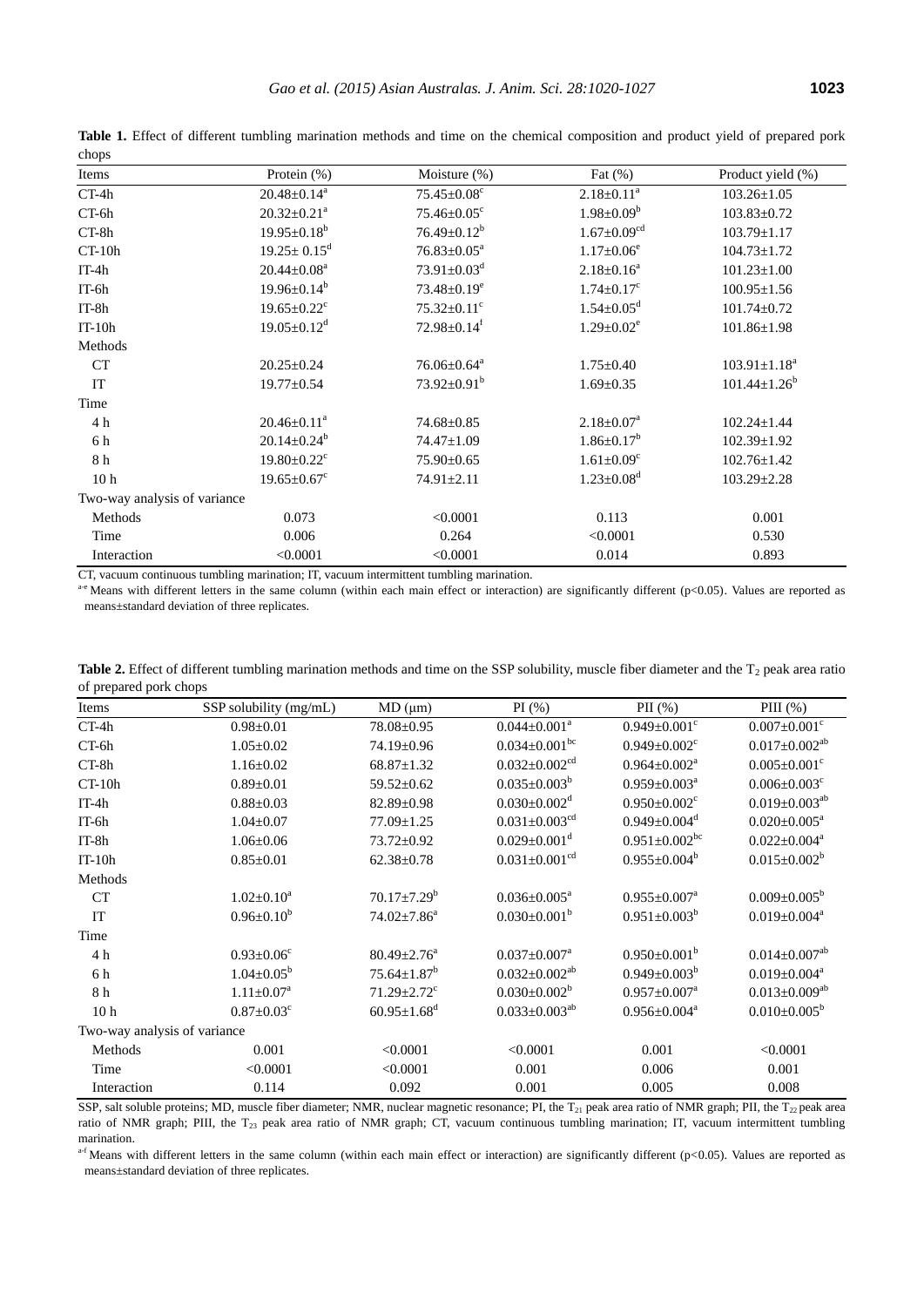**Table 1.** Effect of different tumbling marination methods and time on the chemical composition and product yield of prepared pork chops

| Items | Protein (%) | Moisture (%) | Fat (%) | Product yield (%) |
|---|---|---|---|---|
| CT-4h | 20.48±0.14[a] | 75.45±0.08[c] | 2.18±0.11[a] | 103.26±1.05 |
| CT-6h | 20.32±0.21[a] | 75.46±0.05[c] | 1.98±0.09[b] | 103.83±0.72 |
| CT-8h | 19.95±0.18[b] | 76.49±0.12[b] | 1.67±0.09[cd] | 103.79±1.17 |
| CT-10h | 19.25± 0.15[d] | 76.83±0.05[a] | 1.17±0.06[e] | 104.73±1.72 |
| IT-4h | 20.44±0.08[a] | 73.91±0.03[d] | 2.18±0.16[a] | 101.23±1.00 |
| IT-6h | 19.96±0.14[b] | 73.48±0.19[e] | 1.74±0.17[c] | 100.95±1.56 |
| IT-8h | 19.65±0.22[c] | 75.32±0.11[c] | 1.54±0.05[d] | 101.74±0.72 |
| IT-10h | 19.05±0.12[d] | 72.98±0.14[f] | 1.29±0.02[e] | 101.86±1.98 |
| Methods | | | | |
| CT | 20.25±0.24 | 76.06±0.64[a] | 1.75±0.40 | 103.91±1.18[a] |
| IT | 19.77±0.54 | 73.92±0.91[b] | 1.69±0.35 | 101.44±1.26[b] |
| Time | | | | |
| 4 h | 20.46±0.11[a] | 74.68±0.85 | 2.18±0.07[a] | 102.24±1.44 |
| 6 h | 20.14±0.24[b] | 74.47±1.09 | 1.86±0.17[b] | 102.39±1.92 |
| 8 h | 19.80±0.22[c] | 75.90±0.65 | 1.61±0.09[c] | 102.76±1.42 |
| 10 h | 19.65±0.67[c] | 74.91±2.11 | 1.23±0.08[d] | 103.29±2.28 |
| Two-way analysis of variance | | | | |
| Methods | 0.073 | <0.0001 | 0.113 | 0.001 |
| Time | 0.006 | 0.264 | <0.0001 | 0.530 |
| Interaction | <0.0001 | <0.0001 | 0.014 | 0.893 |

CT, vacuum continuous tumbling marination; IT, vacuum intermittent tumbling marination.

[a-e] Means with different letters in the same column (within each main effect or interaction) are significantly different ($p<0.05$). Values are reported as means±standard deviation of three replicates.

**Table 2.** Effect of different tumbling marination methods and time on the SSP solubility, muscle fiber diameter and the $T_2$ peak area ratio of prepared pork chops

| Items | SSP solubility (mg/mL) | MD (μm) | PI (%) | PII (%) | PIII (%) |
|---|---|---|---|---|---|
| CT-4h | 0.98±0.01 | 78.08±0.95 | 0.044±0.001[a] | 0.949±0.001[c] | 0.007±0.001[c] |
| CT-6h | 1.05±0.02 | 74.19±0.96 | 0.034±0.001[bc] | 0.949±0.002[c] | 0.017±0.002[ab] |
| CT-8h | 1.16±0.02 | 68.87±1.32 | 0.032±0.002[cd] | 0.964±0.002[a] | 0.005±0.001[c] |
| CT-10h | 0.89±0.01 | 59.52±0.62 | 0.035±0.003[b] | 0.959±0.003[a] | 0.006±0.003[c] |
| IT-4h | 0.88±0.03 | 82.89±0.98 | 0.030±0.002[d] | 0.950±0.002[c] | 0.019±0.003[ab] |
| IT-6h | 1.04±0.07 | 77.09±1.25 | 0.031±0.003[cd] | 0.949±0.004[d] | 0.020±0.005[a] |
| IT-8h | 1.06±0.06 | 73.72±0.92 | 0.029±0.001[d] | 0.951±0.002[bc] | 0.022±0.004[a] |
| IT-10h | 0.85±0.01 | 62.38±0.78 | 0.031±0.001[cd] | 0.955±0.004[b] | 0.015±0.002[b] |
| Methods | | | | | |
| CT | 1.02±0.10[a] | 70.17±7.29[b] | 0.036±0.005[a] | 0.955±0.007[a] | 0.009±0.005[b] |
| IT | 0.96±0.10[b] | 74.02±7.86[a] | 0.030±0.001[b] | 0.951±0.003[b] | 0.019±0.004[a] |
| Time | | | | | |
| 4 h | 0.93±0.06[c] | 80.49±2.76[a] | 0.037±0.007[a] | 0.950±0.001[b] | 0.014±0.007[ab] |
| 6 h | 1.04±0.05[b] | 75.64±1.87[b] | 0.032±0.002[ab] | 0.949±0.003[b] | 0.019±0.004[a] |
| 8 h | 1.11±0.07[a] | 71.29±2.72[c] | 0.030±0.002[b] | 0.957±0.007[a] | 0.013±0.009[ab] |
| 10 h | 0.87±0.03[c] | 60.95±1.68[d] | 0.033±0.003[ab] | 0.956±0.004[a] | 0.010±0.005[b] |
| Two-way analysis of variance | | | | | |
| Methods | 0.001 | <0.0001 | <0.0001 | 0.001 | <0.0001 |
| Time | <0.0001 | <0.0001 | 0.001 | 0.006 | 0.001 |
| Interaction | 0.114 | 0.092 | 0.001 | 0.005 | 0.008 |

SSP, salt soluble proteins; MD, muscle fiber diameter; NMR, nuclear magnetic resonance; PI, the $T_{21}$ peak area ratio of NMR graph; PII, the $T_{22}$ peak area ratio of NMR graph; PIII, the $T_{23}$ peak area ratio of NMR graph; CT, vacuum continuous tumbling marination; IT, vacuum intermittent tumbling marination.

[a-f] Means with different letters in the same column (within each main effect or interaction) are significantly different ($p<0.05$). Values are reported as means±standard deviation of three replicates.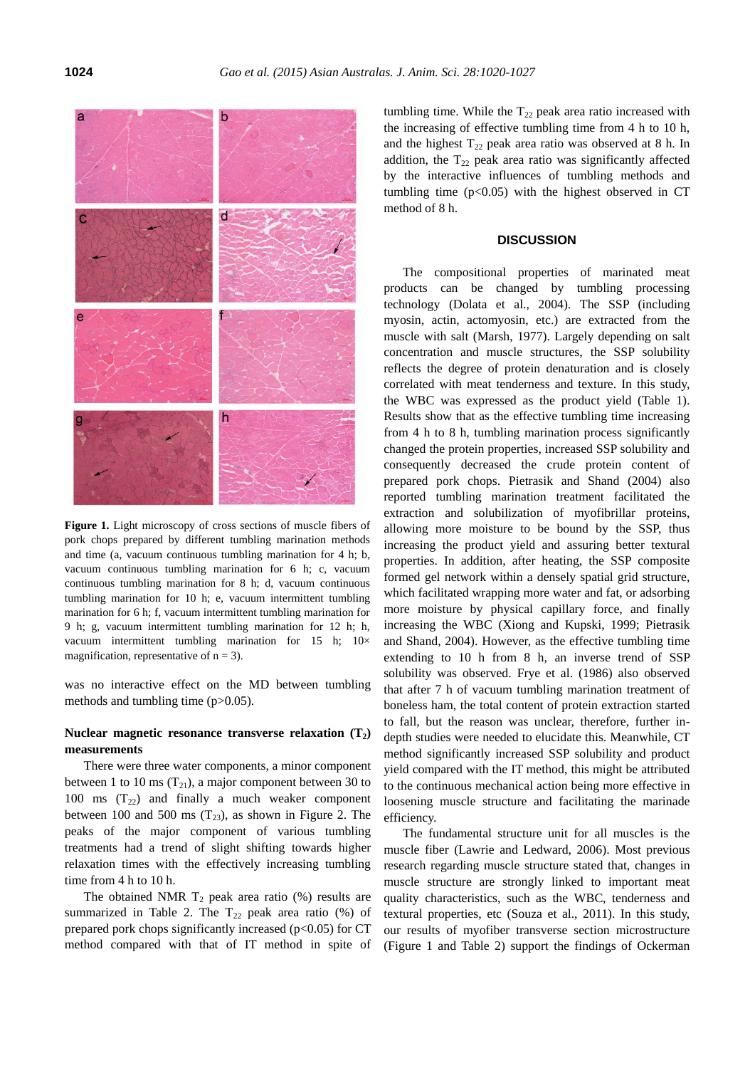**Figure 1.** Light microscopy of cross sections of muscle fibers of pork chops prepared by different tumbling marination methods and time (a, vacuum continuous tumbling marination for 4 h; b, vacuum continuous tumbling marination for 6 h; c, vacuum continuous tumbling marination for 8 h; d, vacuum continuous tumbling marination for 10 h; e, vacuum intermittent tumbling marination for 6 h; f, vacuum intermittent tumbling marination for 9 h; g, vacuum intermittent tumbling marination for 12 h; h, vacuum intermittent tumbling marination for 15 h; 10× magnification, representative of n = 3).

was no interactive effect on the MD between tumbling methods and tumbling time ($p>0.05$).

### Nuclear magnetic resonance transverse relaxation ($T_2$) measurements

There were three water components, a minor component between 1 to 10 ms ($T_{21}$), a major component between 30 to 100 ms ($T_{22}$) and finally a much weaker component between 100 and 500 ms ($T_{23}$), as shown in Figure 2. The peaks of the major component of various tumbling treatments had a trend of slight shifting towards higher relaxation times with the effectively increasing tumbling time from 4 h to 10 h.

The obtained NMR $T_2$ peak area ratio (%) results are summarized in Table 2. The $T_{22}$ peak area ratio (%) of prepared pork chops significantly increased ($p<0.05$) for CT method compared with that of IT method in spite of tumbling time. While the $T_{22}$ peak area ratio increased with the increasing of effective tumbling time from 4 h to 10 h, and the highest $T_{22}$ peak area ratio was observed at 8 h. In addition, the $T_{22}$ peak area ratio was significantly affected by the interactive influences of tumbling methods and tumbling time ($p<0.05$) with the highest observed in CT method of 8 h.

## DISCUSSION

The compositional properties of marinated meat products can be changed by tumbling processing technology (Dolata et al., 2004). The SSP (including myosin, actin, actomyosin, etc.) are extracted from the muscle with salt (Marsh, 1977). Largely depending on salt concentration and muscle structures, the SSP solubility reflects the degree of protein denaturation and is closely correlated with meat tenderness and texture. In this study, the WBC was expressed as the product yield (Table 1). Results show that as the effective tumbling time increasing from 4 h to 8 h, tumbling marination process significantly changed the protein properties, increased SSP solubility and consequently decreased the crude protein content of prepared pork chops. Pietrasik and Shand (2004) also reported tumbling marination treatment facilitated the extraction and solubilization of myofibrillar proteins, allowing more moisture to be bound by the SSP, thus increasing the product yield and assuring better textural properties. In addition, after heating, the SSP composite formed gel network within a densely spatial grid structure, which facilitated wrapping more water and fat, or adsorbing more moisture by physical capillary force, and finally increasing the WBC (Xiong and Kupski, 1999; Pietrasik and Shand, 2004). However, as the effective tumbling time extending to 10 h from 8 h, an inverse trend of SSP solubility was observed. Frye et al. (1986) also observed that after 7 h of vacuum tumbling marination treatment of boneless ham, the total content of protein extraction started to fall, but the reason was unclear, therefore, further in-depth studies were needed to elucidate this. Meanwhile, CT method significantly increased SSP solubility and product yield compared with the IT method, this might be attributed to the continuous mechanical action being more effective in loosening muscle structure and facilitating the marinade efficiency.

The fundamental structure unit for all muscles is the muscle fiber (Lawrie and Ledward, 2006). Most previous research regarding muscle structure stated that, changes in muscle structure are strongly linked to important meat quality characteristics, such as the WBC, tenderness and textural properties, etc (Souza et al., 2011). In this study, our results of myofiber transverse section microstructure (Figure 1 and Table 2) support the findings of Ockerman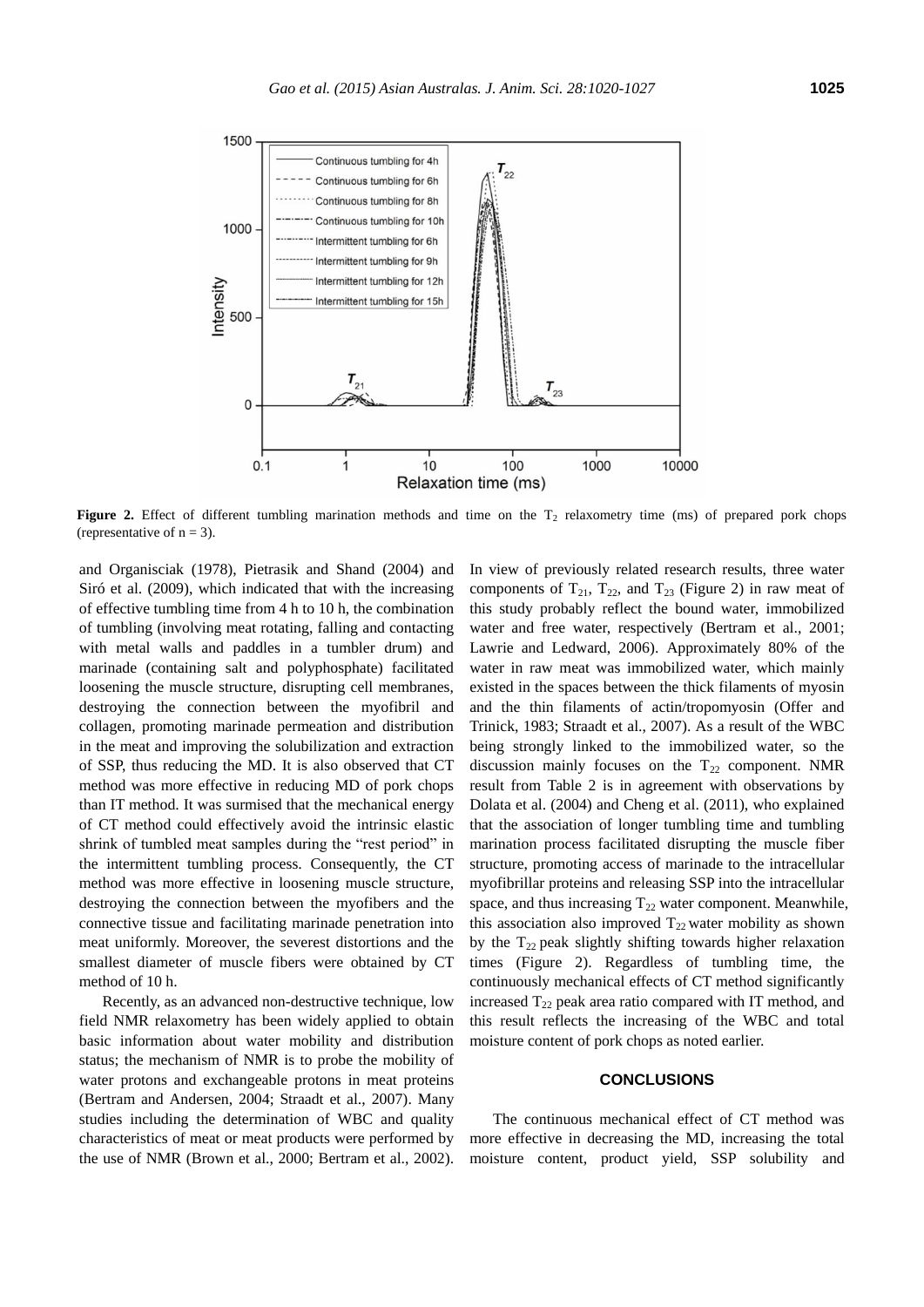Figure 2. Effect of different tumbling marination methods and time on the $T_2$ relaxometry time (ms) of prepared pork chops (representative of n = 3).

and Organisciak (1978), Pietrasik and Shand (2004) and Siró et al. (2009), which indicated that with the increasing of effective tumbling time from 4 h to 10 h, the combination of tumbling (involving meat rotating, falling and contacting with metal walls and paddles in a tumbler drum) and marinade (containing salt and polyphosphate) facilitated loosening the muscle structure, disrupting cell membranes, destroying the connection between the myofibril and collagen, promoting marinade permeation and distribution in the meat and improving the solubilization and extraction of SSP, thus reducing the MD. It is also observed that CT method was more effective in reducing MD of pork chops than IT method. It was surmised that the mechanical energy of CT method could effectively avoid the intrinsic elastic shrink of tumbled meat samples during the "rest period" in the intermittent tumbling process. Consequently, the CT method was more effective in loosening muscle structure, destroying the connection between the myofibers and the connective tissue and facilitating marinade penetration into meat uniformly. Moreover, the severest distortions and the smallest diameter of muscle fibers were obtained by CT method of 10 h.

Recently, as an advanced non-destructive technique, low field NMR relaxometry has been widely applied to obtain basic information about water mobility and distribution status; the mechanism of NMR is to probe the mobility of water protons and exchangeable protons in meat proteins (Bertram and Andersen, 2004; Straadt et al., 2007). Many studies including the determination of WBC and quality characteristics of meat or meat products were performed by the use of NMR (Brown et al., 2000; Bertram et al., 2002). In view of previously related research results, three water components of $T_{21}$, $T_{22}$, and $T_{23}$ (Figure 2) in raw meat of this study probably reflect the bound water, immobilized water and free water, respectively (Bertram et al., 2001; Lawrie and Ledward, 2006). Approximately 80% of the water in raw meat was immobilized water, which mainly existed in the spaces between the thick filaments of myosin and the thin filaments of actin/tropomyosin (Offer and Trinick, 1983; Straadt et al., 2007). As a result of the WBC being strongly linked to the immobilized water, so the discussion mainly focuses on the $T_{22}$ component. NMR result from Table 2 is in agreement with observations by Dolata et al. (2004) and Cheng et al. (2011), who explained that the association of longer tumbling time and tumbling marination process facilitated disrupting the muscle fiber structure, promoting access of marinade to the intracellular myofibrillar proteins and releasing SSP into the intracellular space, and thus increasing $T_{22}$ water component. Meanwhile, this association also improved $T_{22}$ water mobility as shown by the $T_{22}$ peak slightly shifting towards higher relaxation times (Figure 2). Regardless of tumbling time, the continuously mechanical effects of CT method significantly increased $T_{22}$ peak area ratio compared with IT method, and this result reflects the increasing of the WBC and total moisture content of pork chops as noted earlier.

## CONCLUSIONS

The continuous mechanical effect of CT method was more effective in decreasing the MD, increasing the total moisture content, product yield, SSP solubility and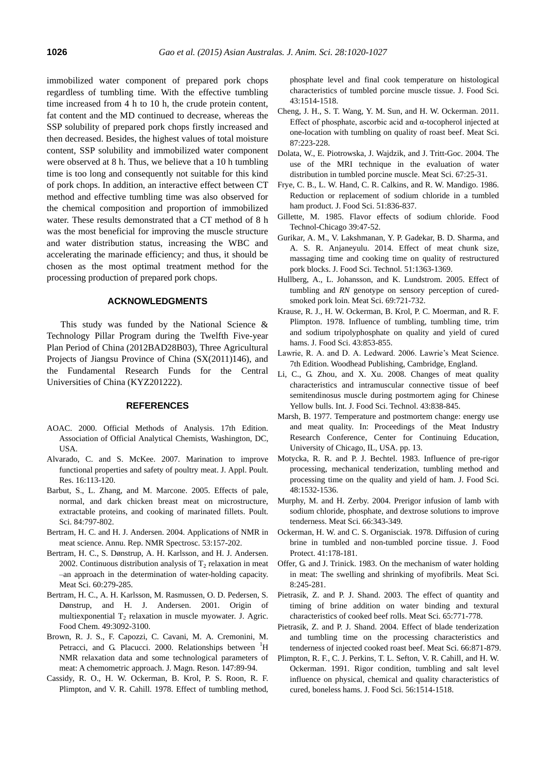immobilized water component of prepared pork chops regardless of tumbling time. With the effective tumbling time increased from 4 h to 10 h, the crude protein content, fat content and the MD continued to decrease, whereas the SSP solubility of prepared pork chops firstly increased and then decreased. Besides, the highest values of total moisture content, SSP solubility and immobilized water component were observed at 8 h. Thus, we believe that a 10 h tumbling time is too long and consequently not suitable for this kind of pork chops. In addition, an interactive effect between CT method and effective tumbling time was also observed for the chemical composition and proportion of immobilized water. These results demonstrated that a CT method of 8 h was the most beneficial for improving the muscle structure and water distribution status, increasing the WBC and accelerating the marinade efficiency; and thus, it should be chosen as the most optimal treatment method for the processing production of prepared pork chops.

## ACKNOWLEDGMENTS

This study was funded by the National Science & Technology Pillar Program during the Twelfth Five-year Plan Period of China (2012BAD28B03), Three Agricultural Projects of Jiangsu Province of China (SX(2011)146), and the Fundamental Research Funds for the Central Universities of China (KYZ201222).

## REFERENCES

AOAC. 2000. Official Methods of Analysis. 17th Edition. Association of Official Analytical Chemists, Washington, DC, USA.

Alvarado, C. and S. McKee. 2007. Marination to improve functional properties and safety of poultry meat. J. Appl. Poult. Res. 16:113-120.

Barbut, S., L. Zhang, and M. Marcone. 2005. Effects of pale, normal, and dark chicken breast meat on microstructure, extractable proteins, and cooking of marinated fillets. Poult. Sci. 84:797-802.

Bertram, H. C. and H. J. Andersen. 2004. Applications of NMR in meat science. Annu. Rep. NMR Spectrosc. 53:157-202.

Bertram, H. C., S. Dønstrup, A. H. Karlsson, and H. J. Andersen. 2002. Continuous distribution analysis of $T_2$ relaxation in meat –an approach in the determination of water-holding capacity. Meat Sci. 60:279-285.

Bertram, H. C., A. H. Karlsson, M. Rasmussen, O. D. Pedersen, S. Dønstrup, and H. J. Andersen. 2001. Origin of multiexponential $T_2$ relaxation in muscle myowater. J. Agric. Food Chem. 49:3092-3100.

Brown, R. J. S., F. Capozzi, C. Cavani, M. A. Cremonini, M. Petracci, and G. Placucci. 2000. Relationships between $^1$H NMR relaxation data and some technological parameters of meat: A chemometric approach. J. Magn. Reson. 147:89-94.

Cassidy, R. O., H. W. Ockerman, B. Krol, P. S. Roon, R. F. Plimpton, and V. R. Cahill. 1978. Effect of tumbling method, phosphate level and final cook temperature on histological characteristics of tumbled porcine muscle tissue. J. Food Sci. 43:1514-1518.

Cheng, J. H., S. T. Wang, Y. M. Sun, and H. W. Ockerman. 2011. Effect of phosphate, ascorbic acid and α-tocopherol injected at one-location with tumbling on quality of roast beef. Meat Sci. 87:223-228.

Dolata, W., E. Piotrowska, J. Wajdzik, and J. Tritt-Goc. 2004. The use of the MRI technique in the evaluation of water distribution in tumbled porcine muscle. Meat Sci. 67:25-31.

Frye, C. B., L. W. Hand, C. R. Calkins, and R. W. Mandigo. 1986. Reduction or replacement of sodium chloride in a tumbled ham product. J. Food Sci. 51:836-837.

Gillette, M. 1985. Flavor effects of sodium chloride. Food Technol-Chicago 39:47-52.

Gurikar, A. M., V. Lakshmanan, Y. P. Gadekar, B. D. Sharma, and A. S. R. Anjaneyulu. 2014. Effect of meat chunk size, massaging time and cooking time on quality of restructured pork blocks. J. Food Sci. Technol. 51:1363-1369.

Hullberg, A., L. Johansson, and K. Lundstrom. 2005. Effect of tumbling and *RN* genotype on sensory perception of cured-smoked pork loin. Meat Sci. 69:721-732.

Krause, R. J., H. W. Ockerman, B. Krol, P. C. Moerman, and R. F. Plimpton. 1978. Influence of tumbling, tumbling time, trim and sodium tripolyphosphate on quality and yield of cured hams. J. Food Sci. 43:853-855.

Lawrie, R. A. and D. A. Ledward. 2006. Lawrie's Meat Science. 7th Edition. Woodhead Publishing, Cambridge, England.

Li, C., G. Zhou, and X. Xu. 2008. Changes of meat quality characteristics and intramuscular connective tissue of beef semitendinosus muscle during postmortem aging for Chinese Yellow bulls. Int. J. Food Sci. Technol. 43:838-845.

Marsh, B. 1977. Temperature and postmortem change: energy use and meat quality. In: Proceedings of the Meat Industry Research Conference, Center for Continuing Education, University of Chicago, IL, USA. pp. 13.

Motycka, R. R. and P. J. Bechtel. 1983. Influence of pre-rigor processing, mechanical tenderization, tumbling method and processing time on the quality and yield of ham. J. Food Sci. 48:1532-1536.

Murphy, M. and H. Zerby. 2004. Prerigor infusion of lamb with sodium chloride, phosphate, and dextrose solutions to improve tenderness. Meat Sci. 66:343-349.

Ockerman, H. W. and C. S. Organisciak. 1978. Diffusion of curing brine in tumbled and non-tumbled porcine tissue. J. Food Protect. 41:178-181.

Offer, G. and J. Trinick. 1983. On the mechanism of water holding in meat: The swelling and shrinking of myofibrils. Meat Sci. 8:245-281.

Pietrasik, Z. and P. J. Shand. 2003. The effect of quantity and timing of brine addition on water binding and textural characteristics of cooked beef rolls. Meat Sci. 65:771-778.

Pietrasik, Z. and P. J. Shand. 2004. Effect of blade tenderization and tumbling time on the processing characteristics and tenderness of injected cooked roast beef. Meat Sci. 66:871-879.

Plimpton, R. F., C. J. Perkins, T. L. Sefton, V. R. Cahill, and H. W. Ockerman. 1991. Rigor condition, tumbling and salt level influence on physical, chemical and quality characteristics of cured, boneless hams. J. Food Sci. 56:1514-1518.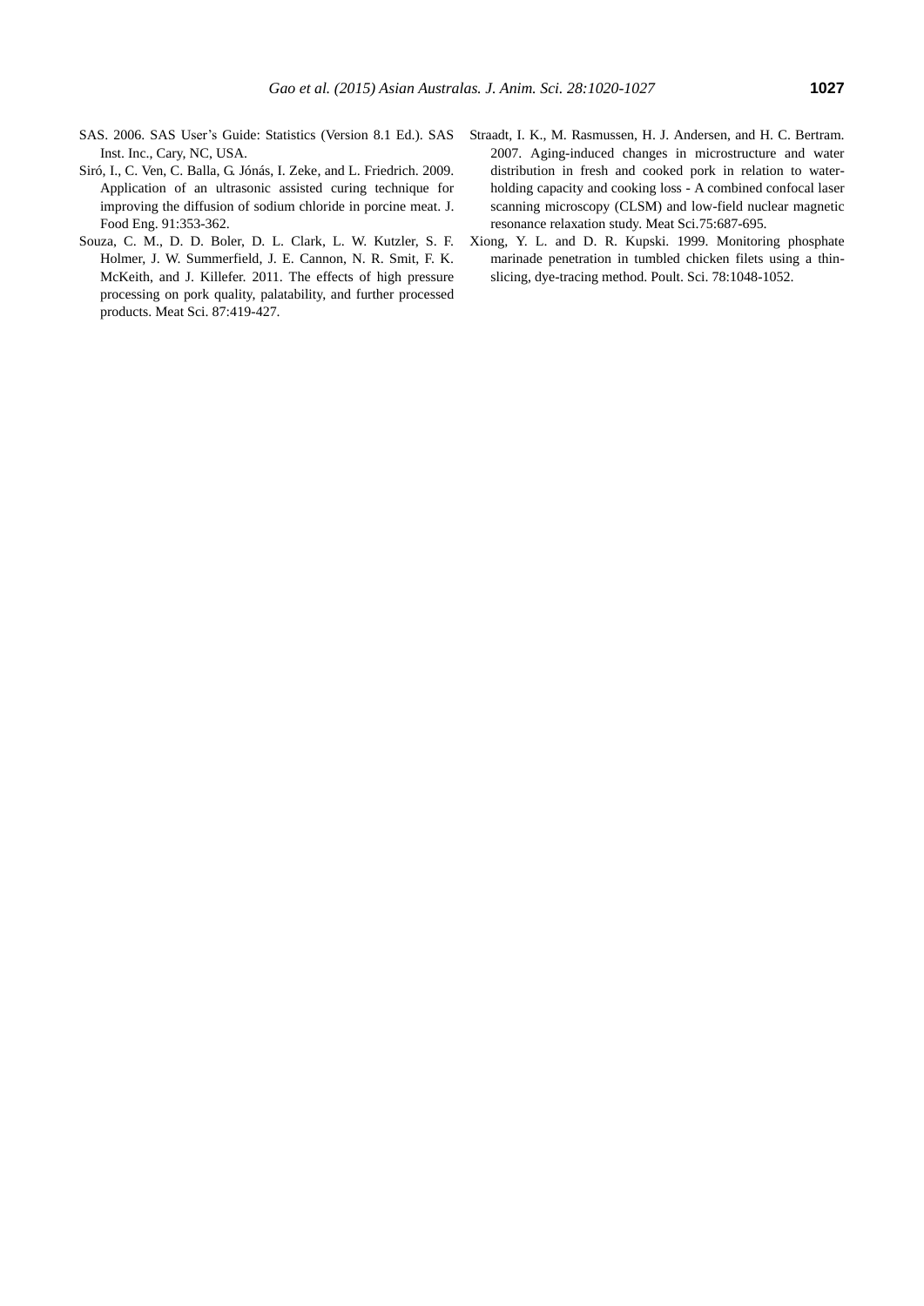SAS. 2006. SAS User's Guide: Statistics (Version 8.1 Ed.). SAS Inst. Inc., Cary, NC, USA.

Siró, I., C. Ven, C. Balla, G. Jónás, I. Zeke, and L. Friedrich. 2009. Application of an ultrasonic assisted curing technique for improving the diffusion of sodium chloride in porcine meat. J. Food Eng. 91:353-362.

Souza, C. M., D. D. Boler, D. L. Clark, L. W. Kutzler, S. F. Holmer, J. W. Summerfield, J. E. Cannon, N. R. Smit, F. K. McKeith, and J. Killefer. 2011. The effects of high pressure processing on pork quality, palatability, and further processed products. Meat Sci. 87:419-427.

Straadt, I. K., M. Rasmussen, H. J. Andersen, and H. C. Bertram. 2007. Aging-induced changes in microstructure and water distribution in fresh and cooked pork in relation to water-holding capacity and cooking loss - A combined confocal laser scanning microscopy (CLSM) and low-field nuclear magnetic resonance relaxation study. Meat Sci.75:687-695.

Xiong, Y. L. and D. R. Kupski. 1999. Monitoring phosphate marinade penetration in tumbled chicken filets using a thin-slicing, dye-tracing method. Poult. Sci. 78:1048-1052.